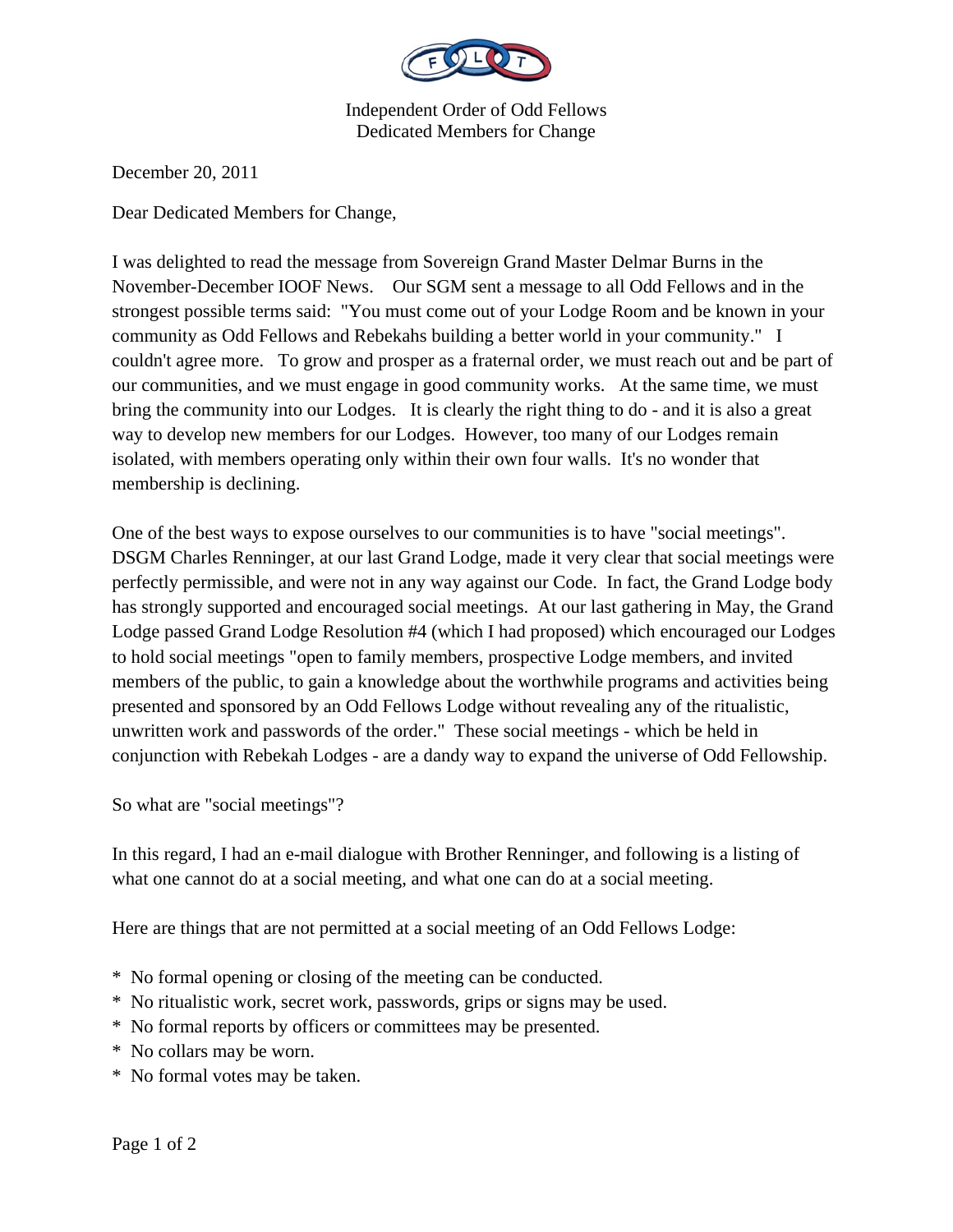Independent Order of Odd Fellows
Dedicated Members for Change

December 20, 2011

Dear Dedicated Members for Change,

I was delighted to read the message from Sovereign Grand Master Delmar Burns in the November-December IOOF News. Our SGM sent a message to all Odd Fellows and in the strongest possible terms said: "You must come out of your Lodge Room and be known in your community as Odd Fellows and Rebekahs building a better world in your community." I couldn't agree more. To grow and prosper as a fraternal order, we must reach out and be part of our communities, and we must engage in good community works. At the same time, we must bring the community into our Lodges. It is clearly the right thing to do - and it is also a great way to develop new members for our Lodges. However, too many of our Lodges remain isolated, with members operating only within their own four walls. It's no wonder that membership is declining.

One of the best ways to expose ourselves to our communities is to have "social meetings". DSGM Charles Renninger, at our last Grand Lodge, made it very clear that social meetings were perfectly permissible, and were not in any way against our Code. In fact, the Grand Lodge body has strongly supported and encouraged social meetings. At our last gathering in May, the Grand Lodge passed Grand Lodge Resolution #4 (which I had proposed) which encouraged our Lodges to hold social meetings "open to family members, prospective Lodge members, and invited members of the public, to gain a knowledge about the worthwhile programs and activities being presented and sponsored by an Odd Fellows Lodge without revealing any of the ritualistic, unwritten work and passwords of the order." These social meetings - which be held in conjunction with Rebekah Lodges - are a dandy way to expand the universe of Odd Fellowship.

So what are "social meetings"?

In this regard, I had an e-mail dialogue with Brother Renninger, and following is a listing of what one cannot do at a social meeting, and what one can do at a social meeting.

Here are things that are not permitted at a social meeting of an Odd Fellows Lodge:

* No formal opening or closing of the meeting can be conducted.
* No ritualistic work, secret work, passwords, grips or signs may be used.
* No formal reports by officers or committees may be presented.
* No collars may be worn.
* No formal votes may be taken.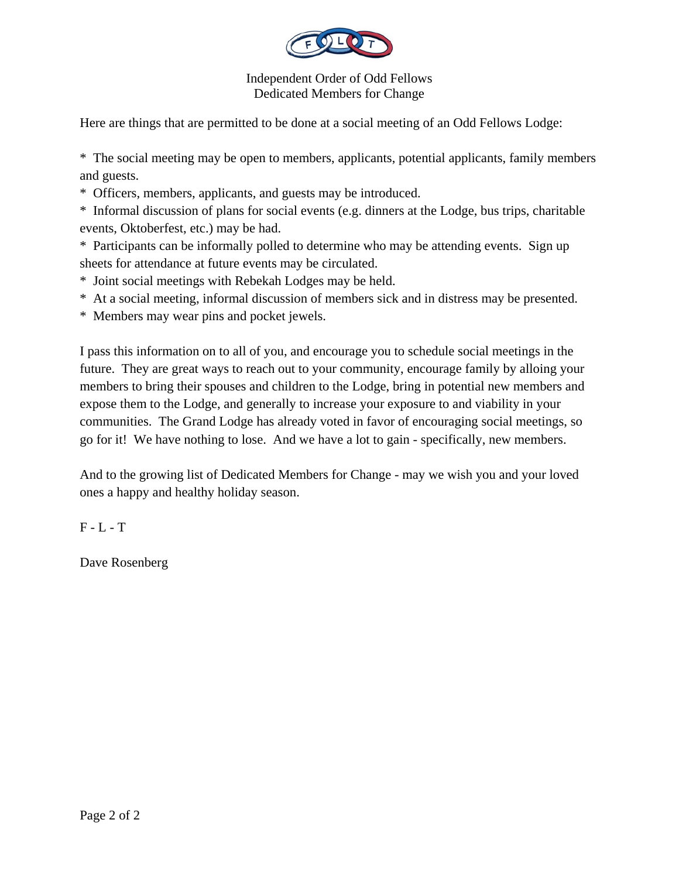Independent Order of Odd Fellows
Dedicated Members for Change

Here are things that are permitted to be done at a social meeting of an Odd Fellows Lodge:

* The social meeting may be open to members, applicants, potential applicants, family members and guests.
* Officers, members, applicants, and guests may be introduced.
* Informal discussion of plans for social events (e.g. dinners at the Lodge, bus trips, charitable events, Oktoberfest, etc.) may be had.
* Participants can be informally polled to determine who may be attending events. Sign up sheets for attendance at future events may be circulated.
* Joint social meetings with Rebekah Lodges may be held.
* At a social meeting, informal discussion of members sick and in distress may be presented.
* Members may wear pins and pocket jewels.

I pass this information on to all of you, and encourage you to schedule social meetings in the future. They are great ways to reach out to your community, encourage family by alloing your members to bring their spouses and children to the Lodge, bring in potential new members and expose them to the Lodge, and generally to increase your exposure to and viability in your communities. The Grand Lodge has already voted in favor of encouraging social meetings, so go for it! We have nothing to lose. And we have a lot to gain - specifically, new members.

And to the growing list of Dedicated Members for Change - may we wish you and your loved ones a happy and healthy holiday season.

F - L - T

Dave Rosenberg